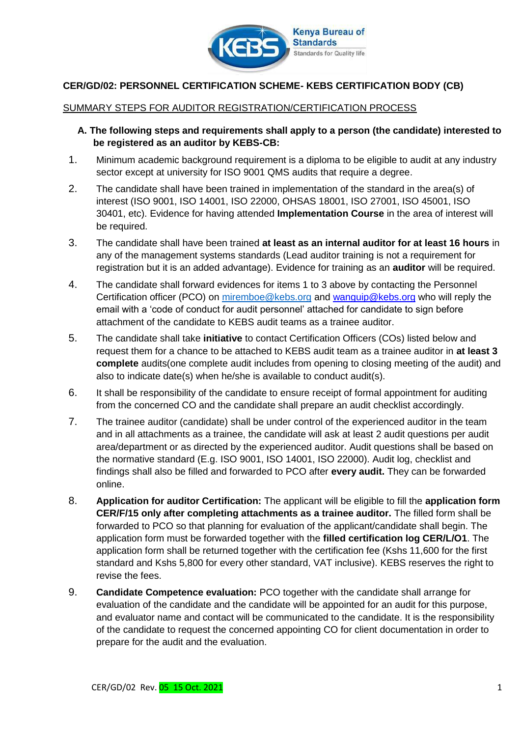Kenya Bureau of Standards
Standards for Quality life

**CER/GD/02: PERSONNEL CERTIFICATION SCHEME- KEBS CERTIFICATION BODY (CB)**

SUMMARY STEPS FOR AUDITOR REGISTRATION/CERTIFICATION PROCESS

**A. The following steps and requirements shall apply to a person (the candidate) interested to be registered as an auditor by KEBS-CB:**

1. Minimum academic background requirement is a diploma to be eligible to audit at any industry sector except at university for ISO 9001 QMS audits that require a degree.
2. The candidate shall have been trained in implementation of the standard in the area(s) of interest (ISO 9001, ISO 14001, ISO 22000, OHSAS 18001, ISO 27001, ISO 45001, ISO 30401, etc). Evidence for having attended **Implementation Course** in the area of interest will be required.
3. The candidate shall have been trained **at least as an internal auditor for at least 16 hours** in any of the management systems standards (Lead auditor training is not a requirement for registration but it is an added advantage). Evidence for training as an **auditor** will be required.
4. The candidate shall forward evidences for items 1 to 3 above by contacting the Personnel Certification officer (PCO) on miremboe@kebs.org and wanguip@kebs.org who will reply the email with a 'code of conduct for audit personnel' attached for candidate to sign before attachment of the candidate to KEBS audit teams as a trainee auditor.
5. The candidate shall take **initiative** to contact Certification Officers (COs) listed below and request them for a chance to be attached to KEBS audit team as a trainee auditor in **at least 3 complete** audits(one complete audit includes from opening to closing meeting of the audit) and also to indicate date(s) when he/she is available to conduct audit(s).
6. It shall be responsibility of the candidate to ensure receipt of formal appointment for auditing from the concerned CO and the candidate shall prepare an audit checklist accordingly.
7. The trainee auditor (candidate) shall be under control of the experienced auditor in the team and in all attachments as a trainee, the candidate will ask at least 2 audit questions per audit area/department or as directed by the experienced auditor. Audit questions shall be based on the normative standard (E.g. ISO 9001, ISO 14001, ISO 22000). Audit log, checklist and findings shall also be filled and forwarded to PCO after **every audit.** They can be forwarded online.
8. **Application for auditor Certification:** The applicant will be eligible to fill the **application form CER/F/15 only after completing attachments as a trainee auditor.** The filled form shall be forwarded to PCO so that planning for evaluation of the applicant/candidate shall begin. The application form must be forwarded together with the **filled certification log CER/L/O1**. The application form shall be returned together with the certification fee (Kshs 11,600 for the first standard and Kshs 5,800 for every other standard, VAT inclusive). KEBS reserves the right to revise the fees.
9. **Candidate Competence evaluation:** PCO together with the candidate shall arrange for evaluation of the candidate and the candidate will be appointed for an audit for this purpose, and evaluator name and contact will be communicated to the candidate. It is the responsibility of the candidate to request the concerned appointing CO for client documentation in order to prepare for the audit and the evaluation.

CER/GD/02 Rev. 05 15 Oct. 2021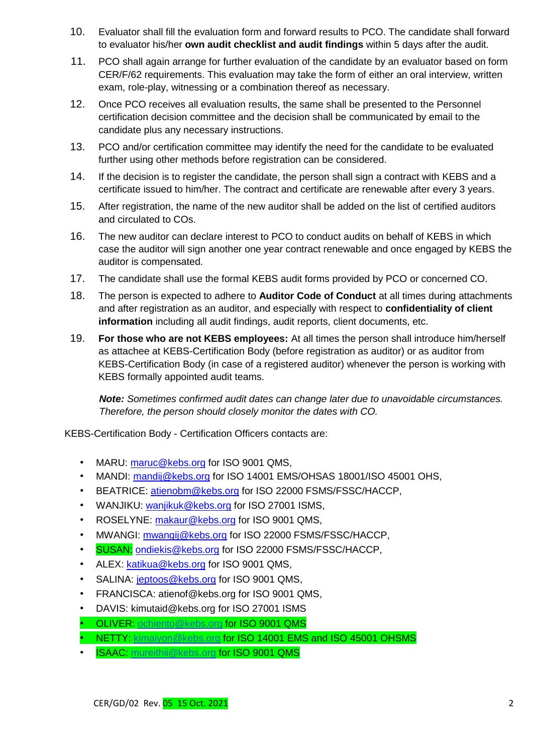10. Evaluator shall fill the evaluation form and forward results to PCO. The candidate shall forward to evaluator his/her **own audit checklist and audit findings** within 5 days after the audit.
11. PCO shall again arrange for further evaluation of the candidate by an evaluator based on form CER/F/62 requirements. This evaluation may take the form of either an oral interview, written exam, role-play, witnessing or a combination thereof as necessary.
12. Once PCO receives all evaluation results, the same shall be presented to the Personnel certification decision committee and the decision shall be communicated by email to the candidate plus any necessary instructions.
13. PCO and/or certification committee may identify the need for the candidate to be evaluated further using other methods before registration can be considered.
14. If the decision is to register the candidate, the person shall sign a contract with KEBS and a certificate issued to him/her. The contract and certificate are renewable after every 3 years.
15. After registration, the name of the new auditor shall be added on the list of certified auditors and circulated to COs.
16. The new auditor can declare interest to PCO to conduct audits on behalf of KEBS in which case the auditor will sign another one year contract renewable and once engaged by KEBS the auditor is compensated.
17. The candidate shall use the formal KEBS audit forms provided by PCO or concerned CO.
18. The person is expected to adhere to **Auditor Code of Conduct** at all times during attachments and after registration as an auditor, and especially with respect to **confidentiality of client information** including all audit findings, audit reports, client documents, etc.
19. **For those who are not KEBS employees:** At all times the person shall introduce him/herself as attachee at KEBS-Certification Body (before registration as auditor) or as auditor from KEBS-Certification Body (in case of a registered auditor) whenever the person is working with KEBS formally appointed audit teams.

    ***Note:*** *Sometimes confirmed audit dates can change later due to unavoidable circumstances. Therefore, the person should closely monitor the dates with CO.*

KEBS-Certification Body - Certification Officers contacts are:

- MARU: maruc@kebs.org for ISO 9001 QMS,
- MANDI: mandij@kebs.org for ISO 14001 EMS/OHSAS 18001/ISO 45001 OHS,
- BEATRICE: atienobm@kebs.org for ISO 22000 FSMS/FSSC/HACCP,
- WANJIKU: wanjikuk@kebs.org for ISO 27001 ISMS,
- ROSELYNE: makaur@kebs.org for ISO 9001 QMS,
- MWANGI: mwangij@kebs.org for ISO 22000 FSMS/FSSC/HACCP,
- SUSAN: ondiekis@kebs.org for ISO 22000 FSMS/FSSC/HACCP,
- ALEX: katikua@kebs.org for ISO 9001 QMS,
- SALINA: jeptoos@kebs.org for ISO 9001 QMS,
- FRANCISCA: atienof@kebs.org for ISO 9001 QMS,
- DAVIS: kimutaid@kebs.org for ISO 27001 ISMS
- OLIVER: ochiento@kebs.org for ISO 9001 QMS
- NETTY: kimaiyon@kebs.org for ISO 14001 EMS and ISO 45001 OHSMS
- ISAAC: mureithii@kebs.org for ISO 9001 QMS

CER/GD/02 Rev. 05 15 Oct. 2021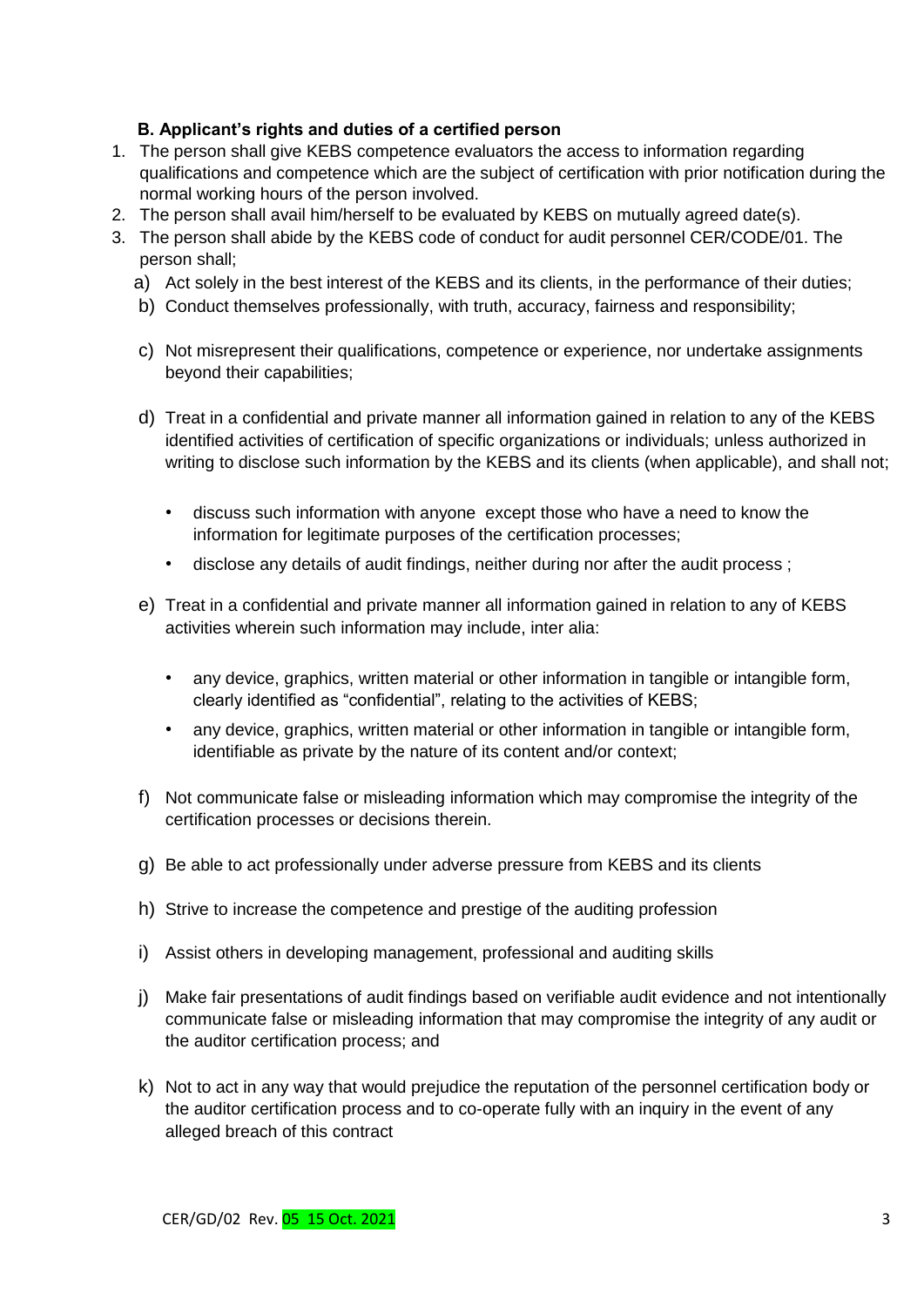### B. Applicant's rights and duties of a certified person

1. The person shall give KEBS competence evaluators the access to information regarding qualifications and competence which are the subject of certification with prior notification during the normal working hours of the person involved.
2. The person shall avail him/herself to be evaluated by KEBS on mutually agreed date(s).
3. The person shall abide by the KEBS code of conduct for audit personnel CER/CODE/01. The person shall;
   a) Act solely in the best interest of the KEBS and its clients, in the performance of their duties;
   b) Conduct themselves professionally, with truth, accuracy, fairness and responsibility;
   c) Not misrepresent their qualifications, competence or experience, nor undertake assignments beyond their capabilities;
   d) Treat in a confidential and private manner all information gained in relation to any of the KEBS identified activities of certification of specific organizations or individuals; unless authorized in writing to disclose such information by the KEBS and its clients (when applicable), and shall not;
      - discuss such information with anyone except those who have a need to know the information for legitimate purposes of the certification processes;
      - disclose any details of audit findings, neither during nor after the audit process ;
   e) Treat in a confidential and private manner all information gained in relation to any of KEBS activities wherein such information may include, inter alia:
      - any device, graphics, written material or other information in tangible or intangible form, clearly identified as "confidential", relating to the activities of KEBS;
      - any device, graphics, written material or other information in tangible or intangible form, identifiable as private by the nature of its content and/or context;
   f) Not communicate false or misleading information which may compromise the integrity of the certification processes or decisions therein.
   g) Be able to act professionally under adverse pressure from KEBS and its clients
   h) Strive to increase the competence and prestige of the auditing profession
   i) Assist others in developing management, professional and auditing skills
   j) Make fair presentations of audit findings based on verifiable audit evidence and not intentionally communicate false or misleading information that may compromise the integrity of any audit or the auditor certification process; and
   k) Not to act in any way that would prejudice the reputation of the personnel certification body or the auditor certification process and to co-operate fully with an inquiry in the event of any alleged breach of this contract

CER/GD/02 Rev. 05 15 Oct. 2021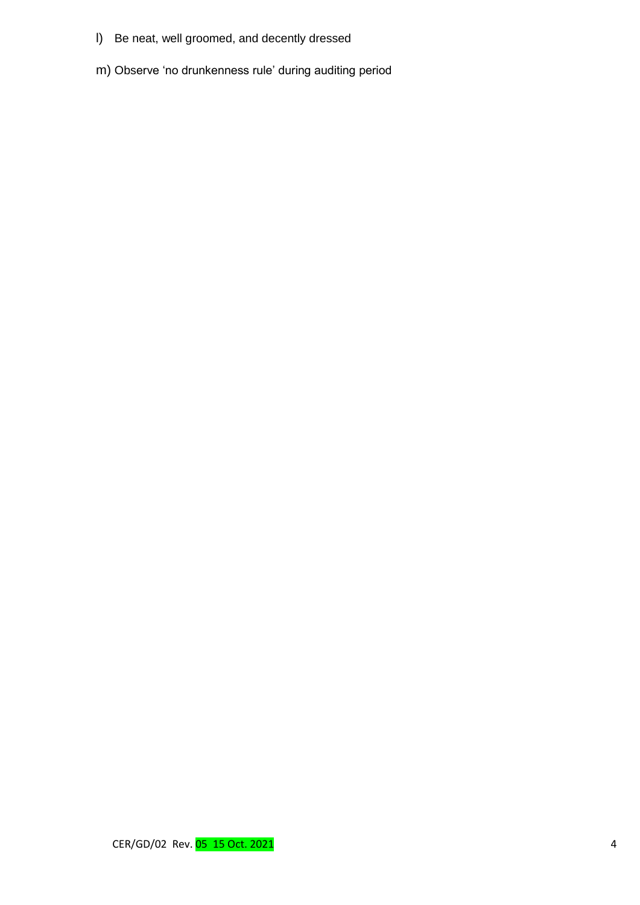l) Be neat, well groomed, and decently dressed

m) Observe 'no drunkenness rule' during auditing period